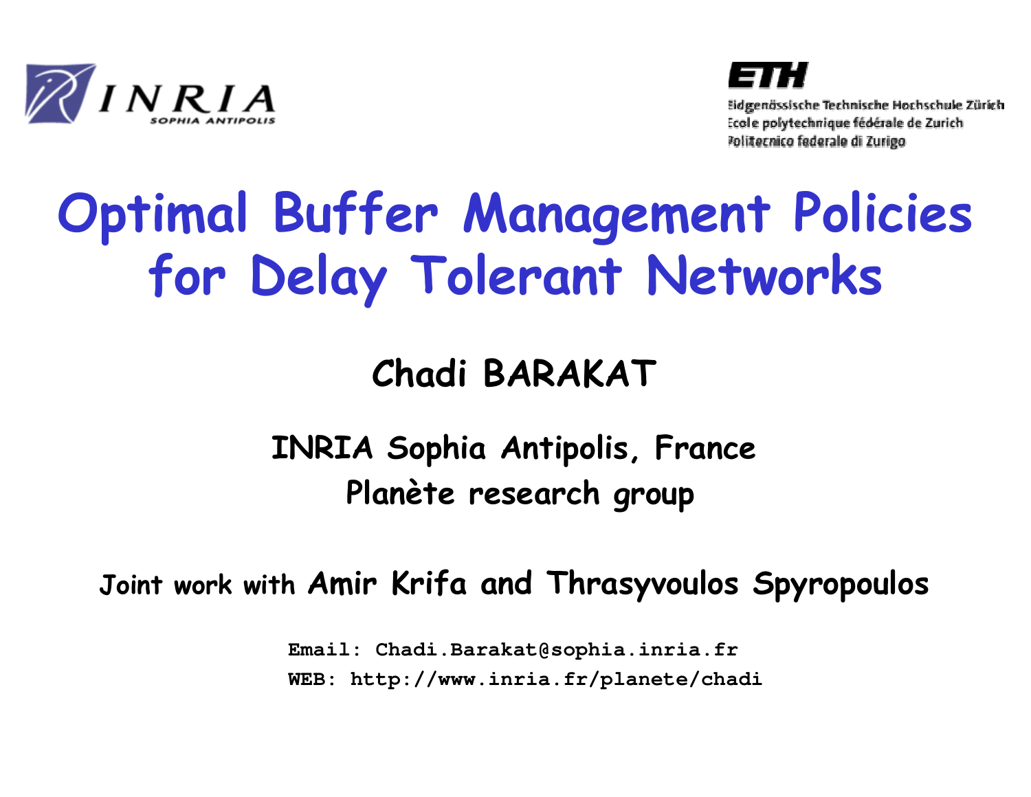INRIA SOPHIA ANTIPOLIS

ETH
Eidgenössische Technische Hochschule Zürich
Ecole polytechnique fédérale de Zurich
Politecnico federale di Zurigo

# Optimal Buffer Management Policies for Delay Tolerant Networks

**Chadi BARAKAT**

**INRIA Sophia Antipolis, France**
**Planète research group**

**Joint work with Amir Krifa and Thrasyvoulos Spyropoulos**

**Email: Chadi.Barakat@sophia.inria.fr**
**WEB: http://www.inria.fr/planete/chadi**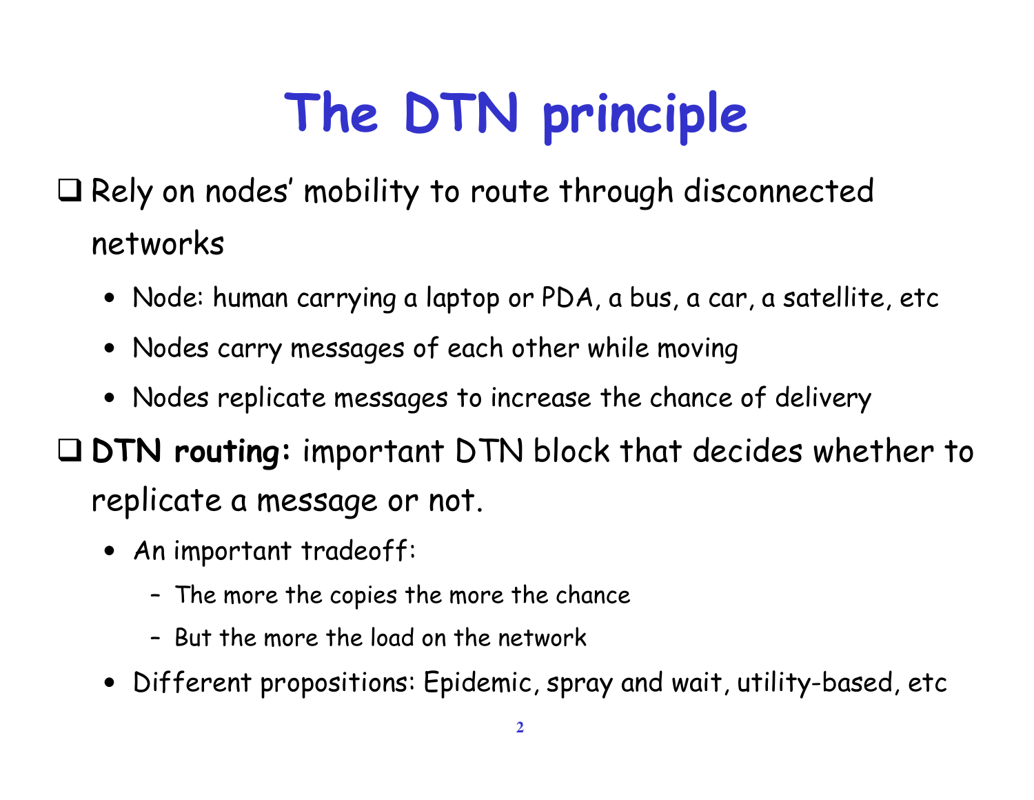# The DTN principle

- Rely on nodes' mobility to route through disconnected networks
  - Node: human carrying a laptop or PDA, a bus, a car, a satellite, etc
  - Nodes carry messages of each other while moving
  - Nodes replicate messages to increase the chance of delivery
- **DTN routing:** important DTN block that decides whether to replicate a message or not.
  - An important tradeoff:
    - The more the copies the more the chance
    - But the more the load on the network
  - Different propositions: Epidemic, spray and wait, utility-based, etc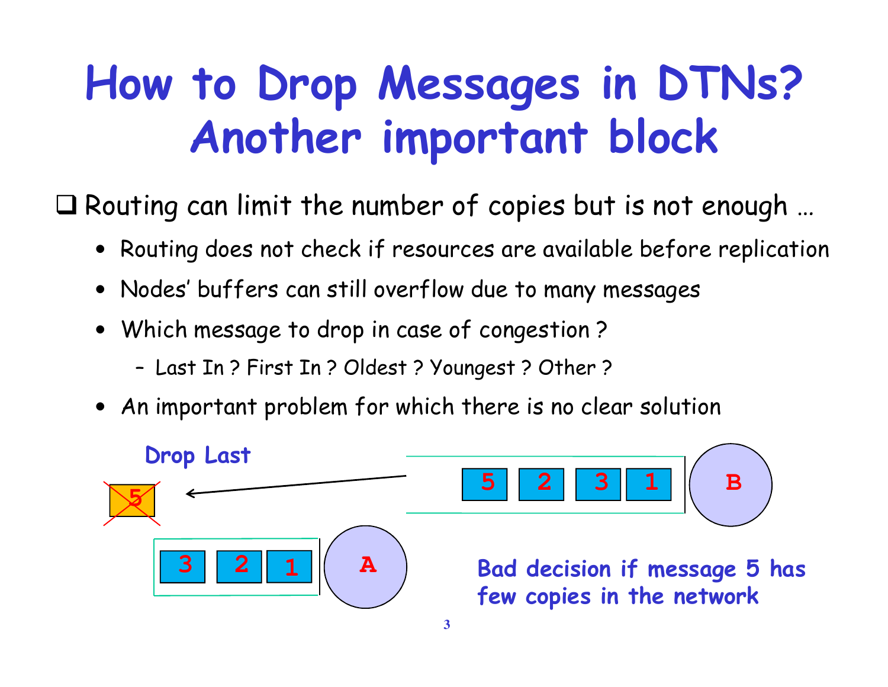# How to Drop Messages in DTNs? Another important block

- Routing can limit the number of copies but is not enough …
  - Routing does not check if resources are available before replication
  - Nodes' buffers can still overflow due to many messages
  - Which message to drop in case of congestion ?
    - Last In ? First In ? Oldest ? Youngest ? Other ?
  - An important problem for which there is no clear solution

**Drop Last**

5 2 3 1 B

3 2 1 A

**Bad decision if message 5 has few copies in the network**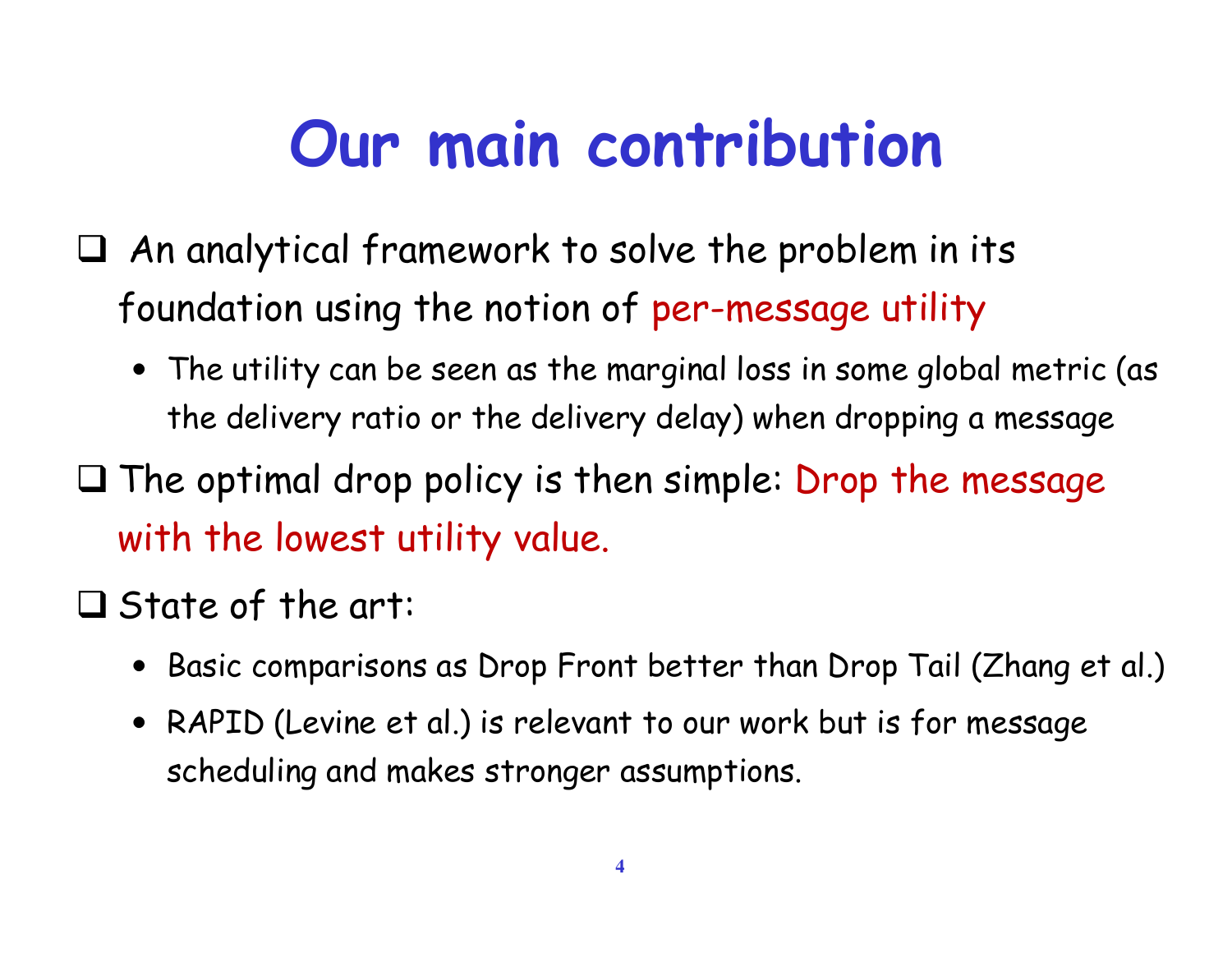# Our main contribution

- An analytical framework to solve the problem in its foundation using the notion of per-message utility
  - The utility can be seen as the marginal loss in some global metric (as the delivery ratio or the delivery delay) when dropping a message
- The optimal drop policy is then simple: Drop the message with the lowest utility value.
- State of the art:
  - Basic comparisons as Drop Front better than Drop Tail (Zhang et al.)
  - RAPID (Levine et al.) is relevant to our work but is for message scheduling and makes stronger assumptions.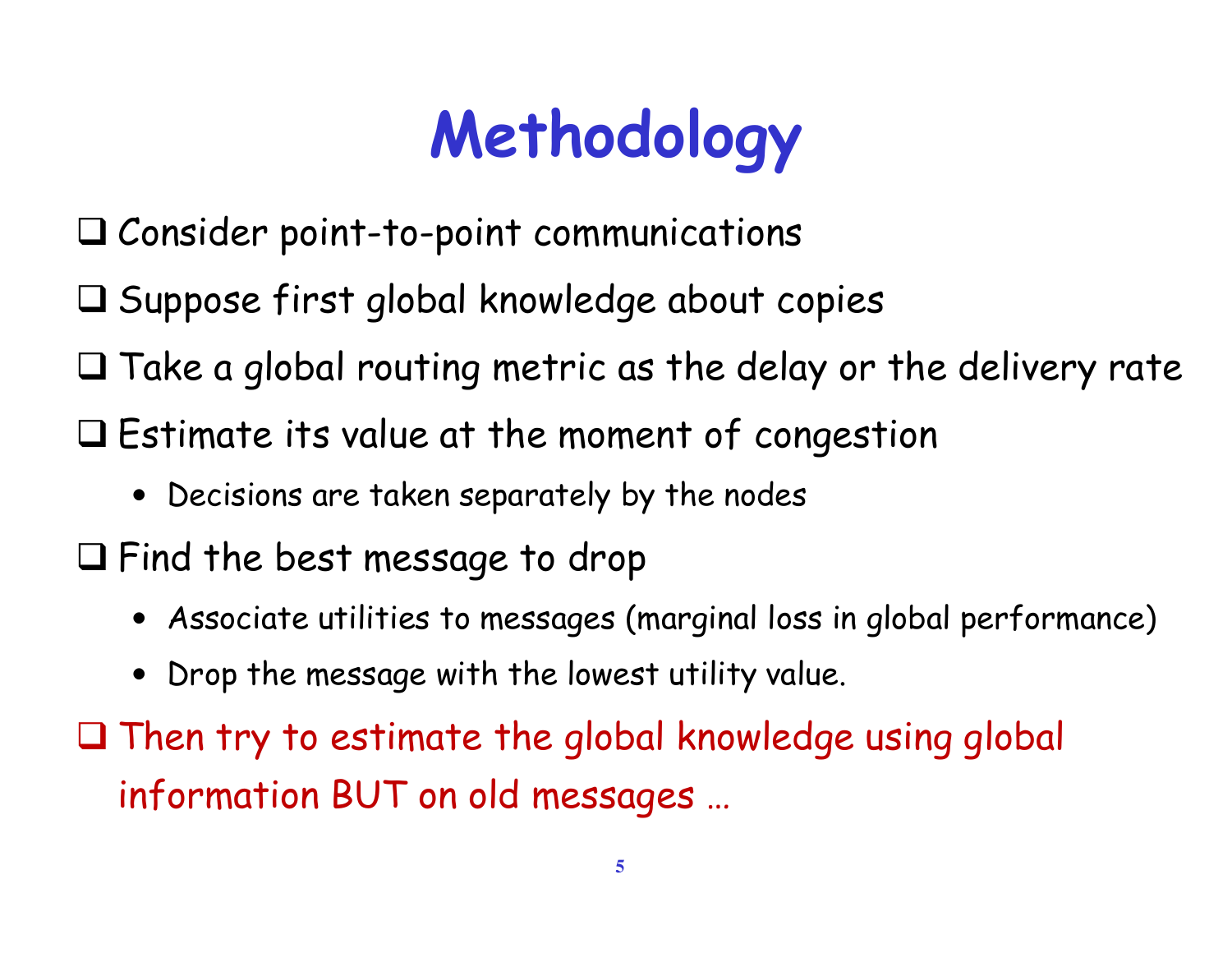# Methodology

- Consider point-to-point communications
- Suppose first global knowledge about copies
- Take a global routing metric as the delay or the delivery rate
- Estimate its value at the moment of congestion
  - Decisions are taken separately by the nodes
- Find the best message to drop
  - Associate utilities to messages (marginal loss in global performance)
  - Drop the message with the lowest utility value.
- Then try to estimate the global knowledge using global information BUT on old messages …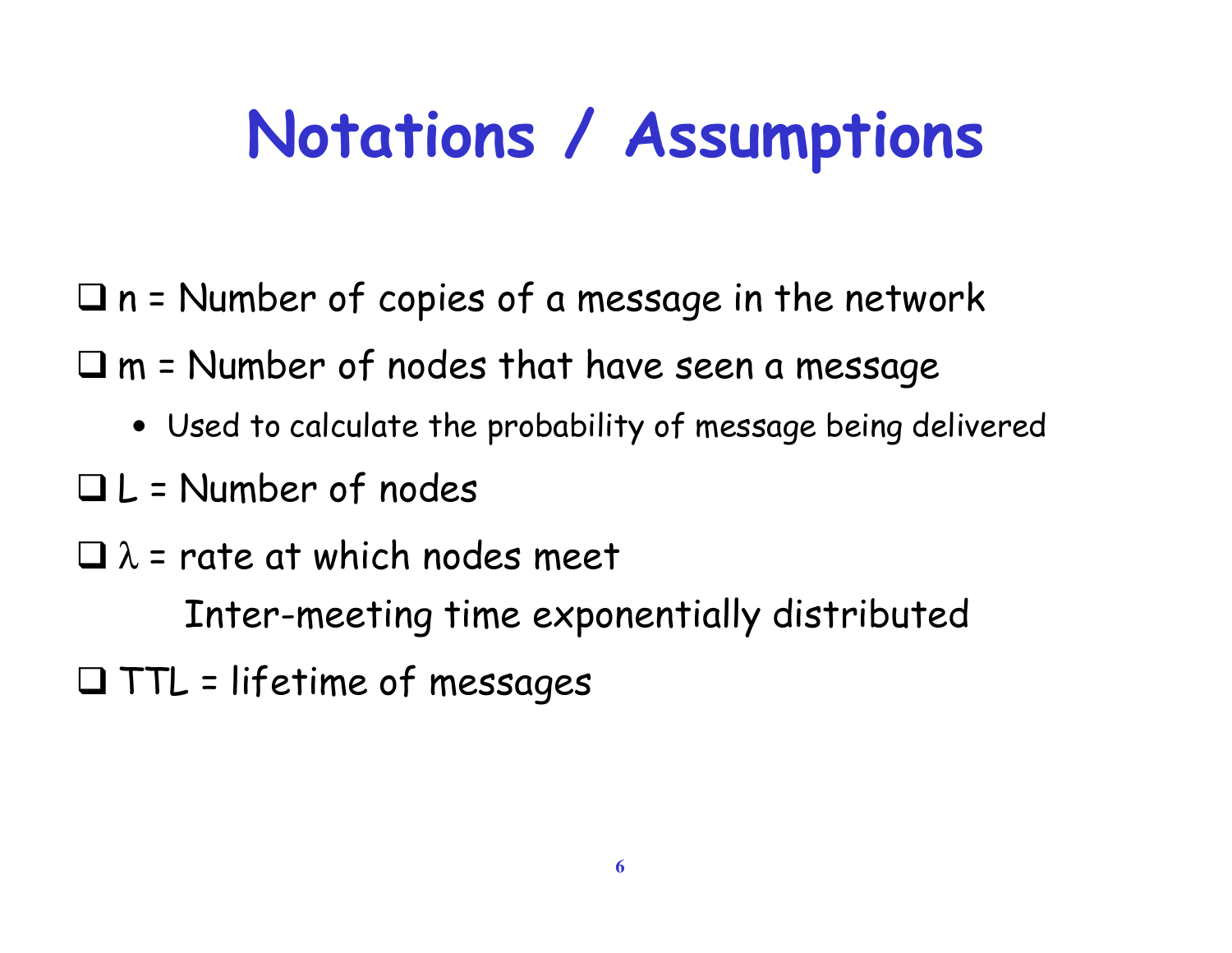# Notations / Assumptions

- $n$ = Number of copies of a message in the network
- $m$ = Number of nodes that have seen a message
  - Used to calculate the probability of message being delivered
- $L$ = Number of nodes
- $\lambda$ = rate at which nodes meet

  Inter-meeting time exponentially distributed
- TTL = lifetime of messages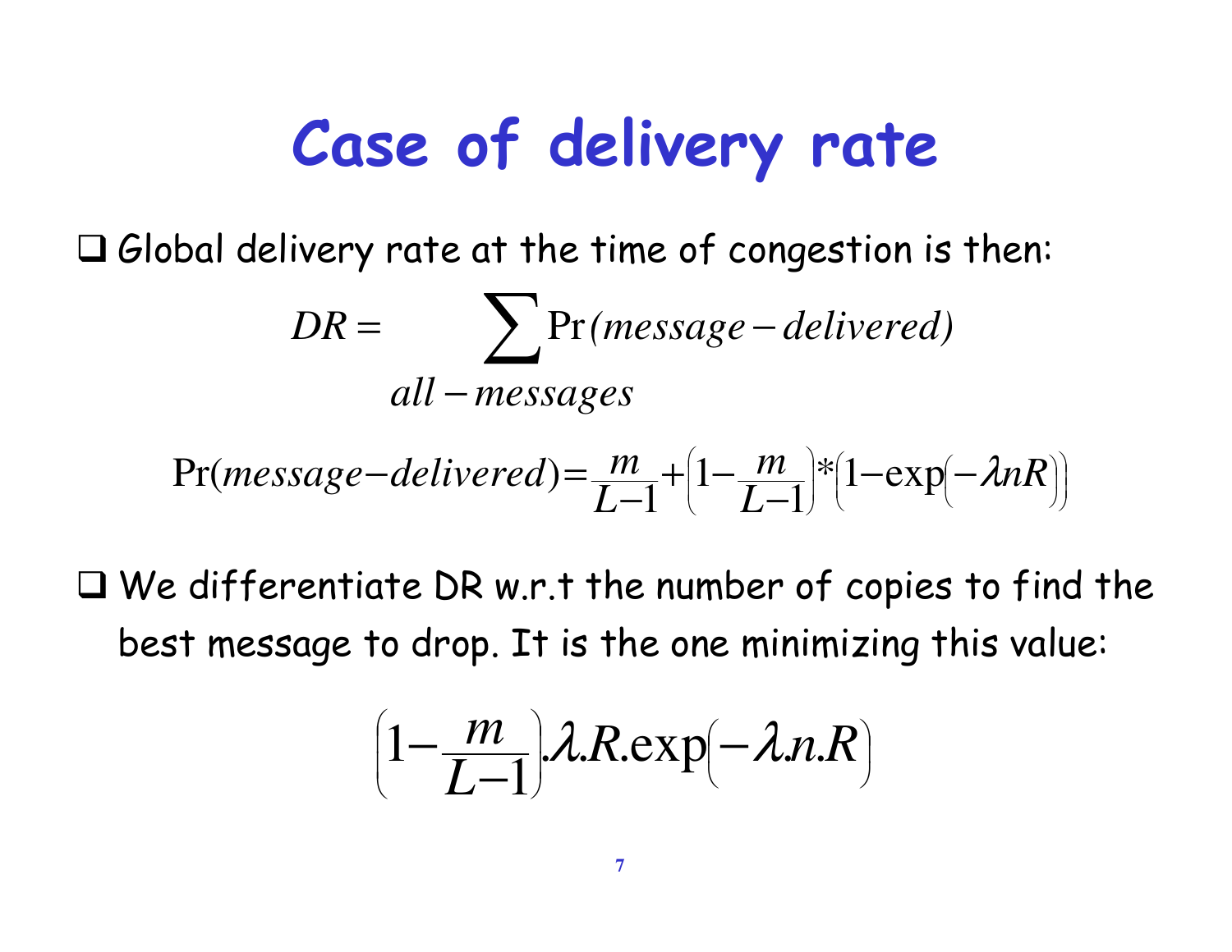# Case of delivery rate

- Global delivery rate at the time of congestion is then:

$$DR = \sum_{all-messages} \Pr(message-delivered)$$

$$\Pr(message-delivered) = \frac{m}{L-1} + \left(1 - \frac{m}{L-1}\right) * \left(1 - \exp\left(-\lambda n R\right)\right)$$

- We differentiate DR w.r.t the number of copies to find the best message to drop. It is the one minimizing this value:

$$\left(1 - \frac{m}{L-1}\right) . \lambda . R . \exp\left(-\lambda . n . R\right)$$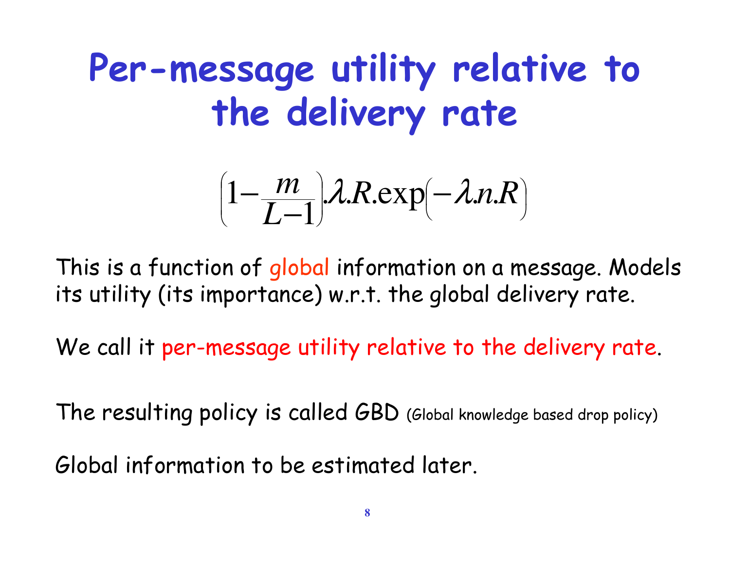# Per-message utility relative to the delivery rate

$$\left(1-\frac{m}{L-1}\right).\lambda.R.\exp\left(-\lambda.n.R\right)$$

This is a function of global information on a message. Models its utility (its importance) w.r.t. the global delivery rate.

We call it per-message utility relative to the delivery rate.

The resulting policy is called GBD (Global knowledge based drop policy)

Global information to be estimated later.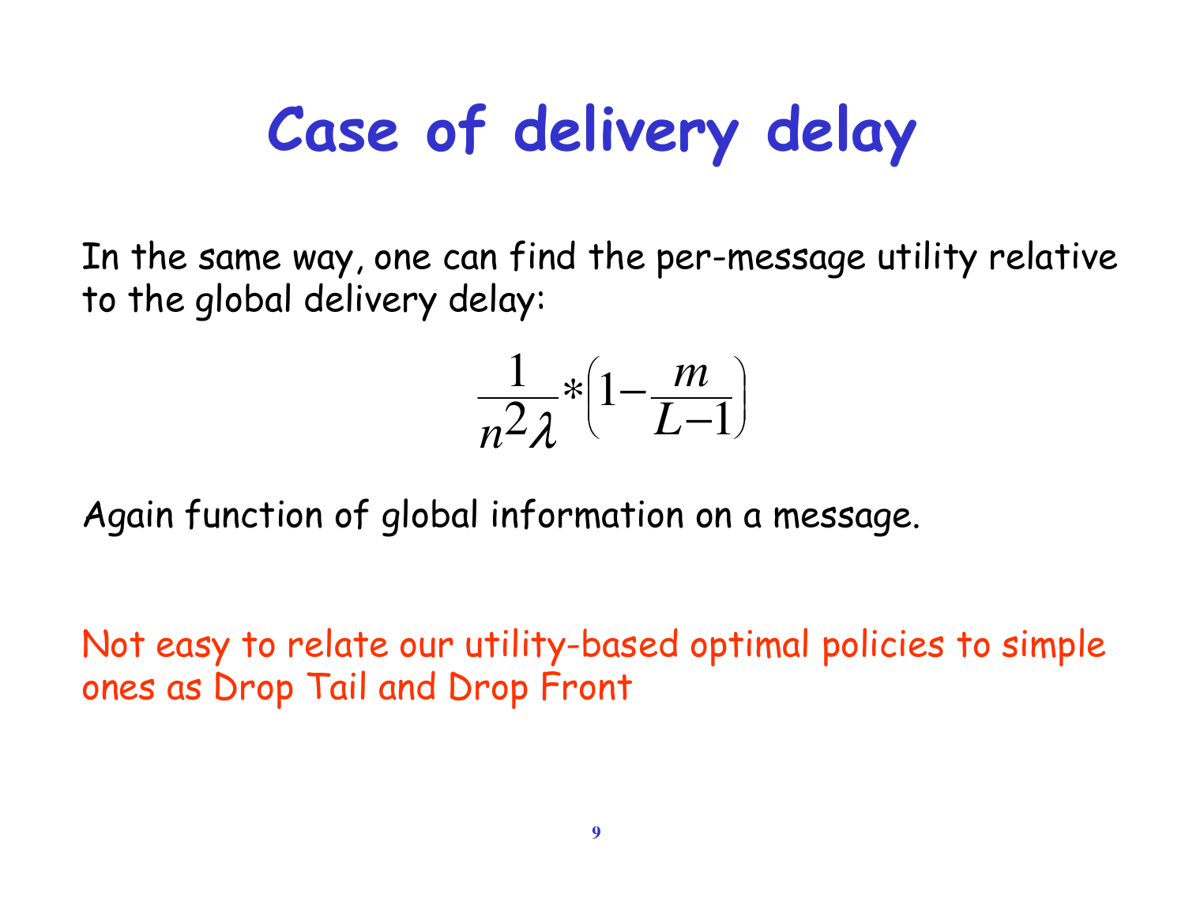# Case of delivery delay

In the same way, one can find the per-message utility relative to the global delivery delay:

$$\frac{1}{n^2\lambda} * \left(1 - \frac{m}{L-1}\right)$$

Again function of global information on a message.

Not easy to relate our utility-based optimal policies to simple ones as Drop Tail and Drop Front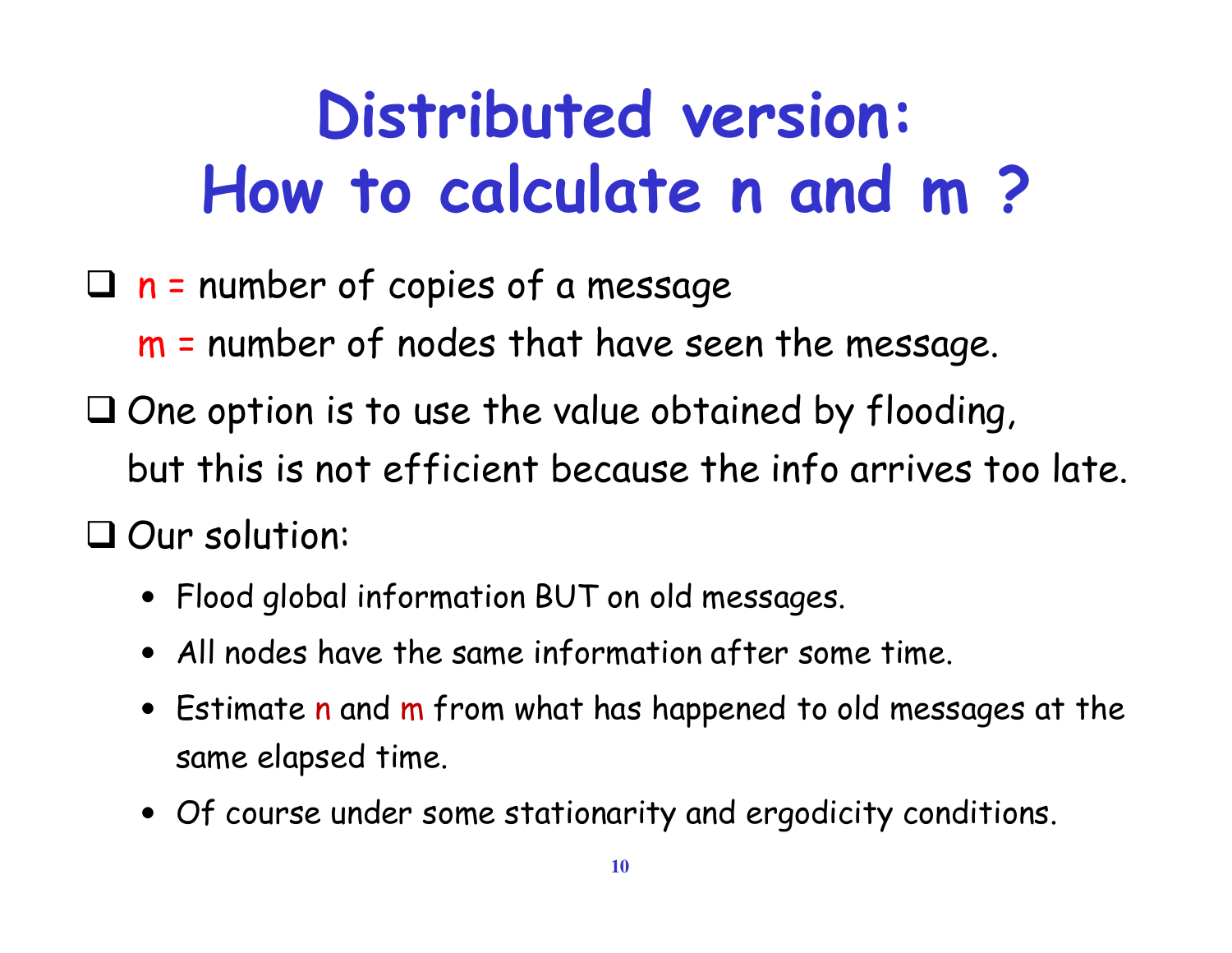# Distributed version: How to calculate n and m ?

- $n$ = number of copies of a message
  $m$ = number of nodes that have seen the message.
- One option is to use the value obtained by flooding, but this is not efficient because the info arrives too late.
- Our solution:
  - Flood global information BUT on old messages.
  - All nodes have the same information after some time.
  - Estimate $n$ and $m$ from what has happened to old messages at the same elapsed time.
  - Of course under some stationarity and ergodicity conditions.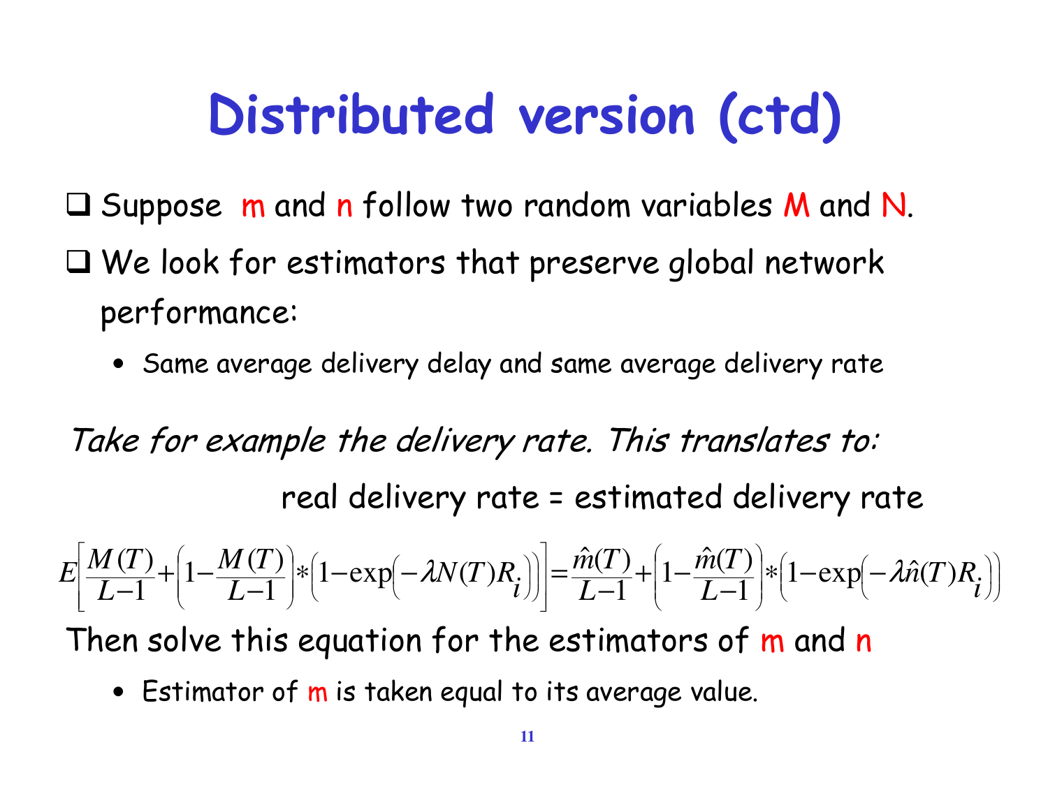# Distributed version (ctd)

- Suppose m and n follow two random variables M and N.
- We look for estimators that preserve global network performance:
  - Same average delivery delay and same average delivery rate

*Take for example the delivery rate. This translates to:*

real delivery rate = estimated delivery rate

$$E\left[\frac{M(T)}{L-1}+\left(1-\frac{M(T)}{L-1}\right)*\left(1-\exp\left(-\lambda N(T)R_i\right)\right)\right]=\frac{\hat{m}(T)}{L-1}+\left(1-\frac{\hat{m}(T)}{L-1}\right)*\left(1-\exp\left(-\lambda\hat{n}(T)R_i\right)\right)$$

Then solve this equation for the estimators of m and n

- Estimator of m is taken equal to its average value.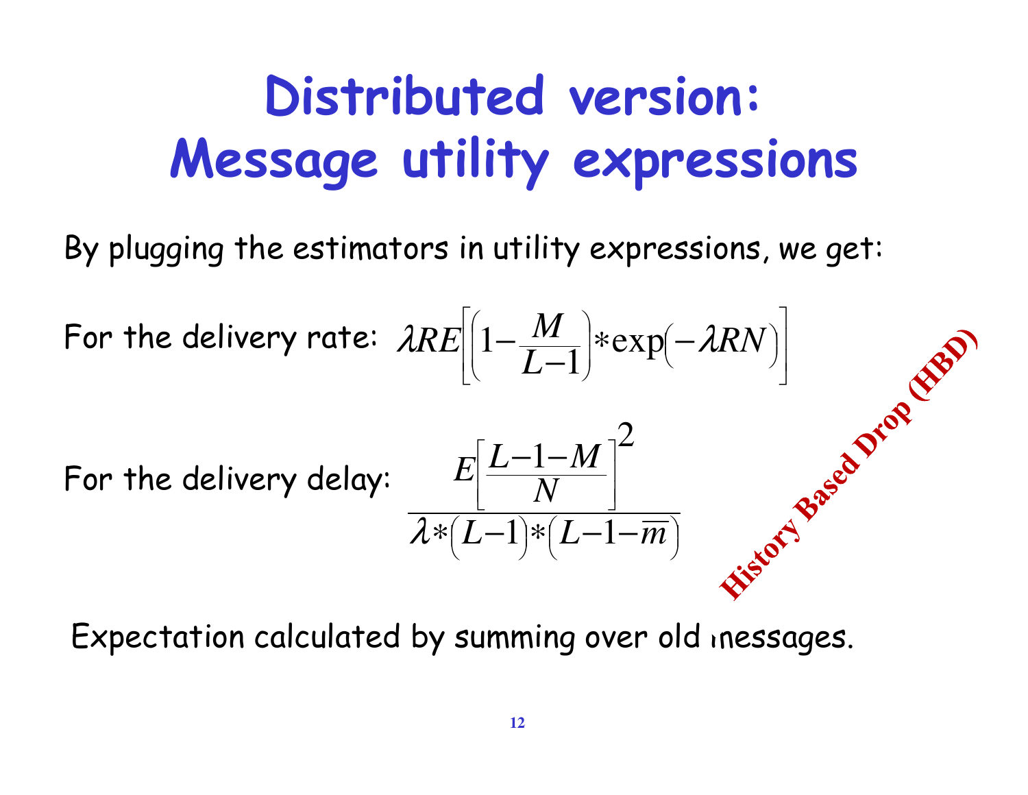# Distributed version: Message utility expressions

By plugging the estimators in utility expressions, we get:

For the delivery rate: $\lambda R E\left[\left(1-\frac{M}{L-1}\right)*\exp\left(-\lambda R N\right)\right]$

For the delivery delay: $$\frac{E\left[\frac{L-1-M}{N}\right]^2}{\lambda*\left(L-1\right)*\left(L-1-\overline{m}\right)}$$

**History Based Drop (HBD)**

Expectation calculated by summing over old messages.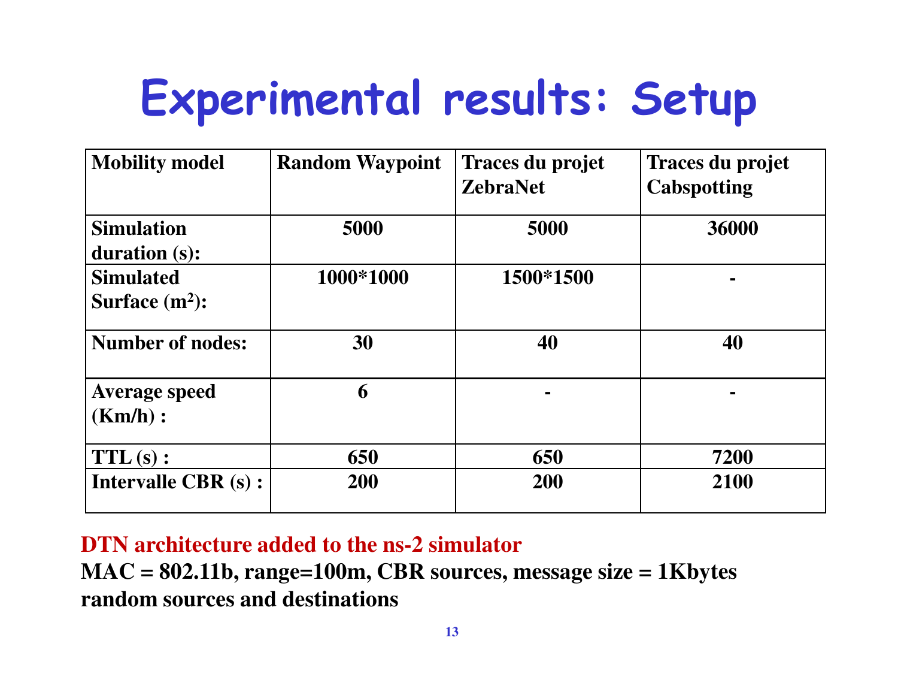# Experimental results: Setup

| Mobility model | Random Waypoint | Traces du projet ZebraNet | Traces du projet Cabspotting |
|---|---|---|---|
| Simulation duration (s): | 5000 | 5000 | 36000 |
| Simulated Surface ($m^2$): | 1000*1000 | 1500*1500 | - |
| Number of nodes: | 30 | 40 | 40 |
| Average speed (Km/h) : | 6 | - | - |
| TTL (s) : | 650 | 650 | 7200 |
| Intervalle CBR (s) : | 200 | 200 | 2100 |

**DTN architecture added to the ns-2 simulator**

**MAC = 802.11b, range=100m, CBR sources, message size = 1Kbytes**
**random sources and destinations**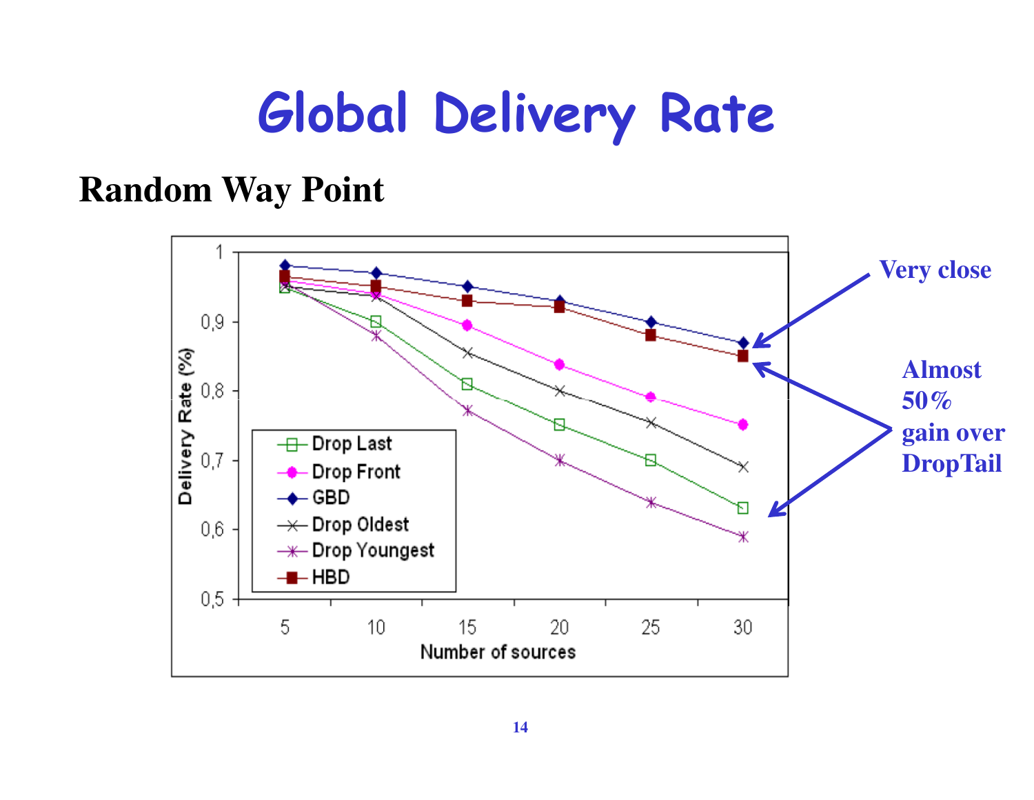# Global Delivery Rate

## Random Way Point

Very close

Almost 50% gain over DropTail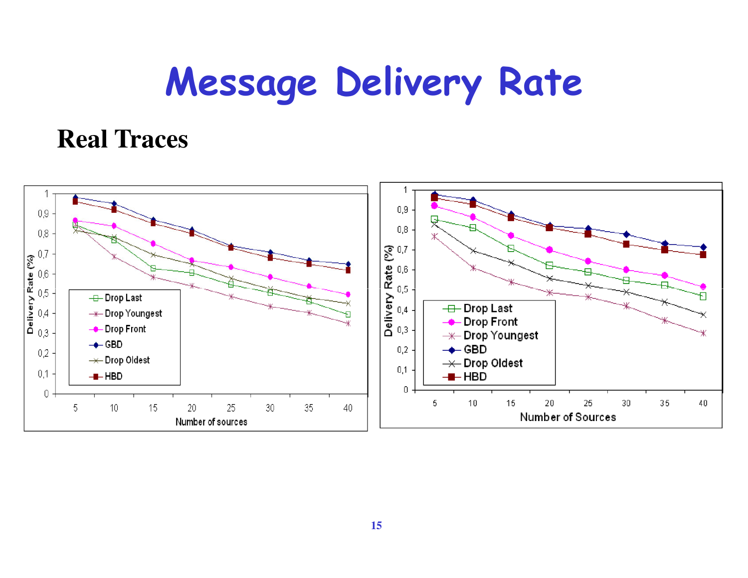# Message Delivery Rate

## Real Traces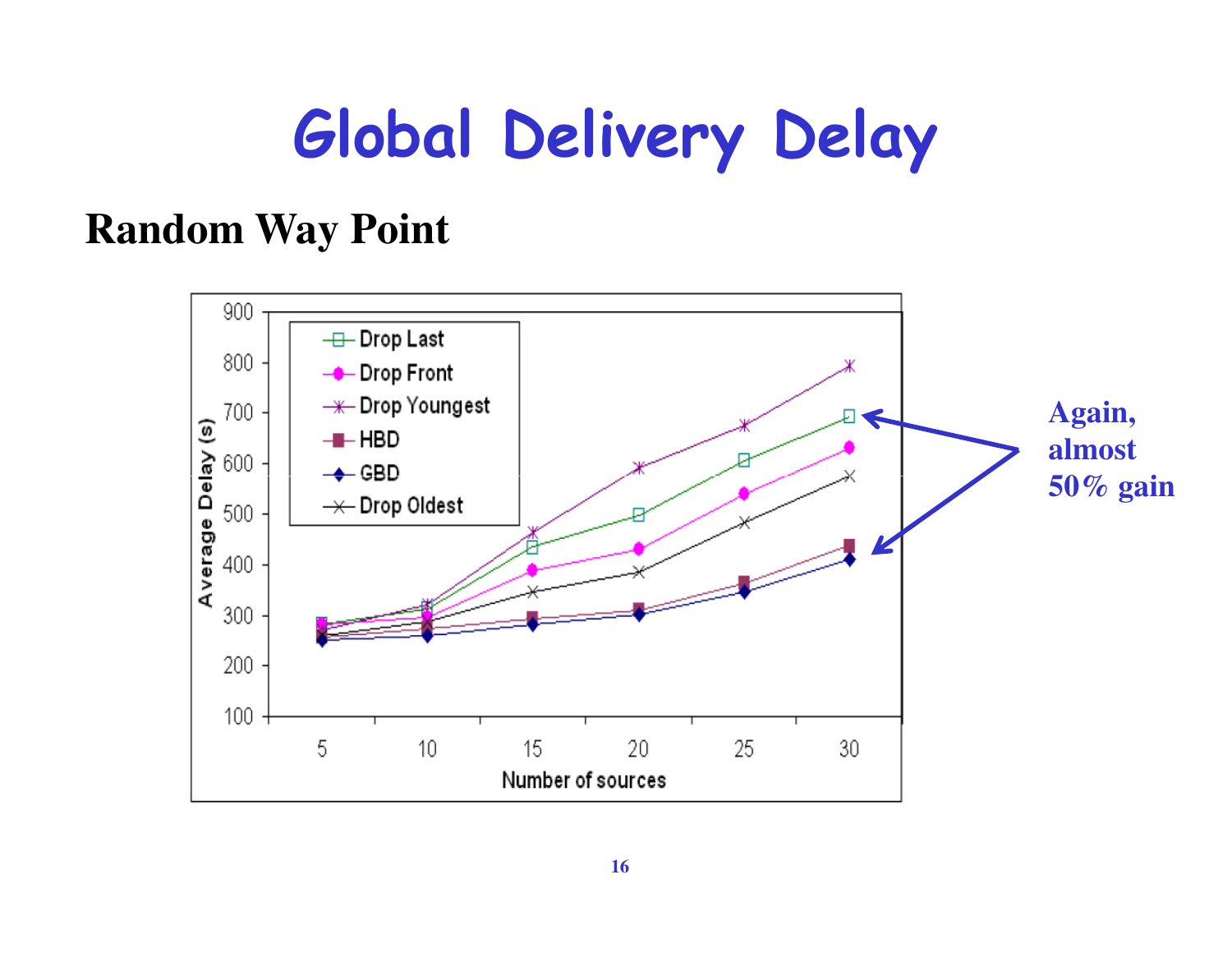# Global Delivery Delay

## Random Way Point

Again, almost 50% gain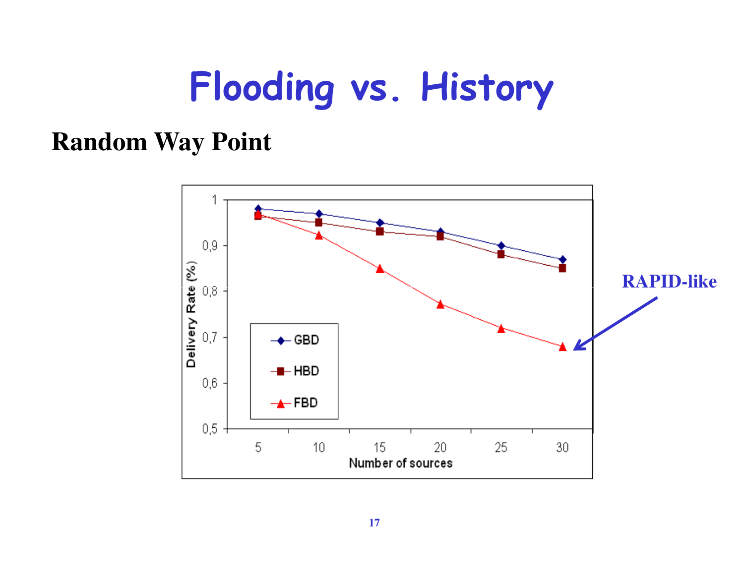# Flooding vs. History

## Random Way Point

RAPID-like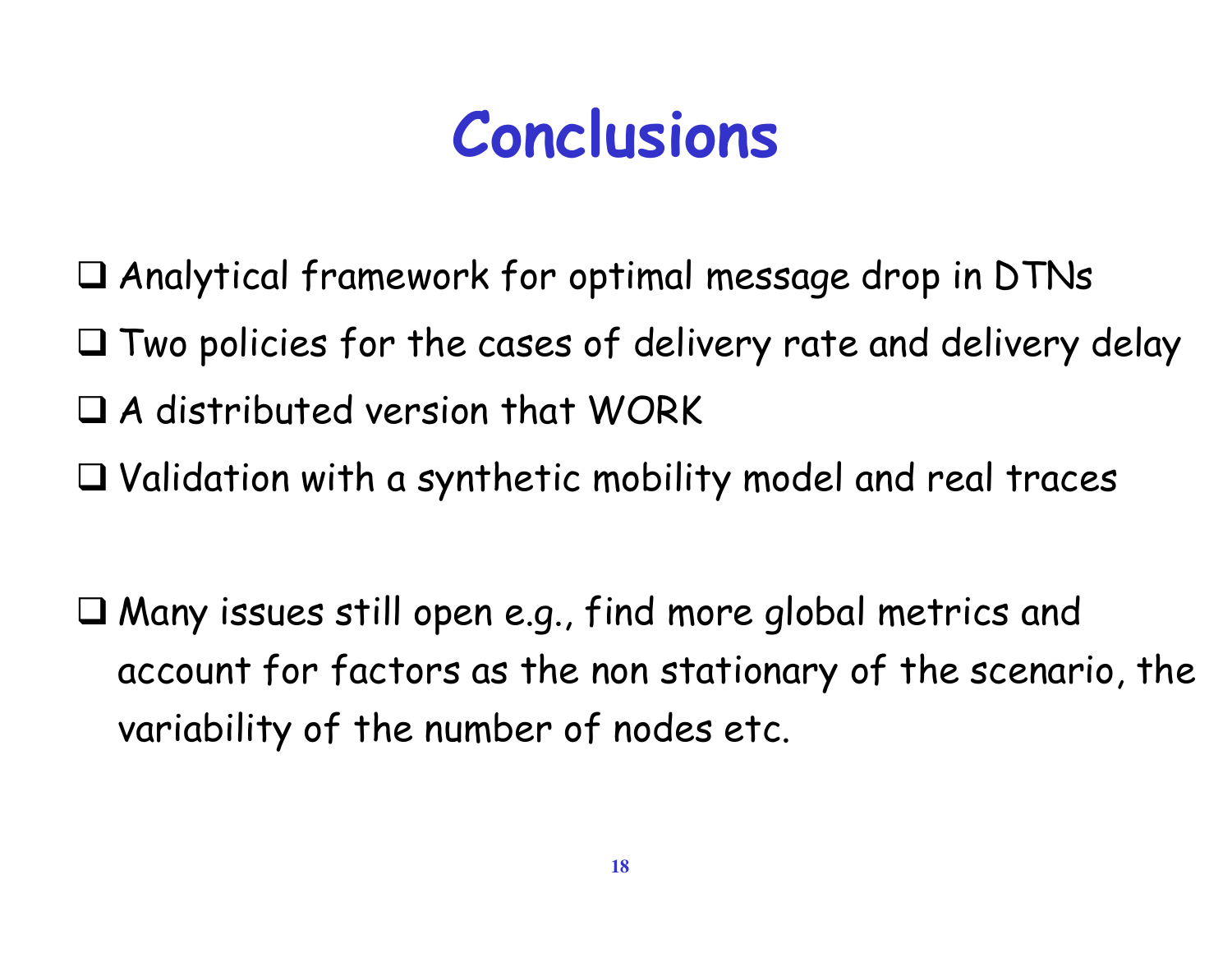# Conclusions

- Analytical framework for optimal message drop in DTNs
- Two policies for the cases of delivery rate and delivery delay
- A distributed version that WORK
- Validation with a synthetic mobility model and real traces

- Many issues still open e.g., find more global metrics and account for factors as the non stationary of the scenario, the variability of the number of nodes etc.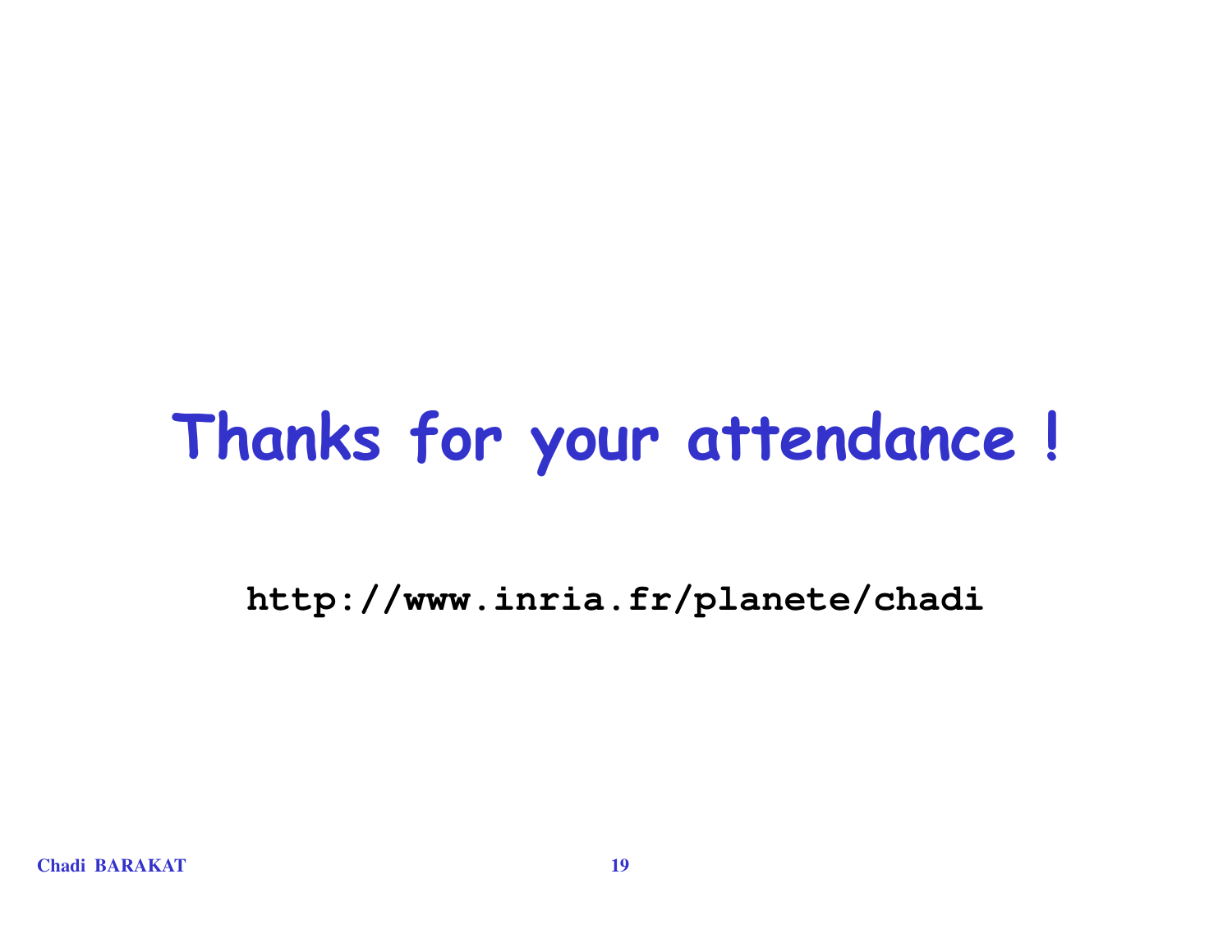# Thanks for your attendance !

**http://www.inria.fr/planete/chadi**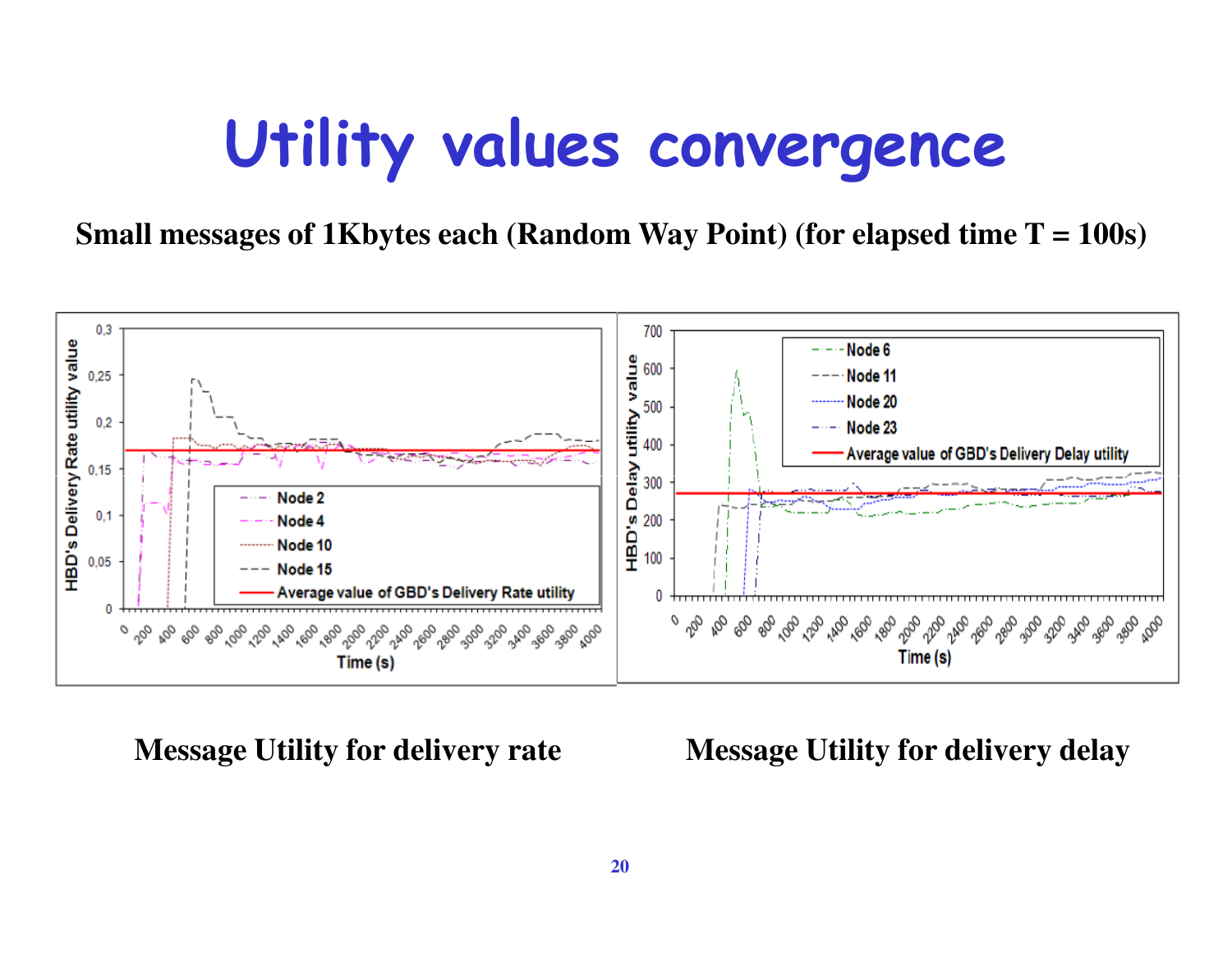# Utility values convergence

**Small messages of 1Kbytes each (Random Way Point) (for elapsed time T = 100s)**

**Message Utility for delivery rate** **Message Utility for delivery delay**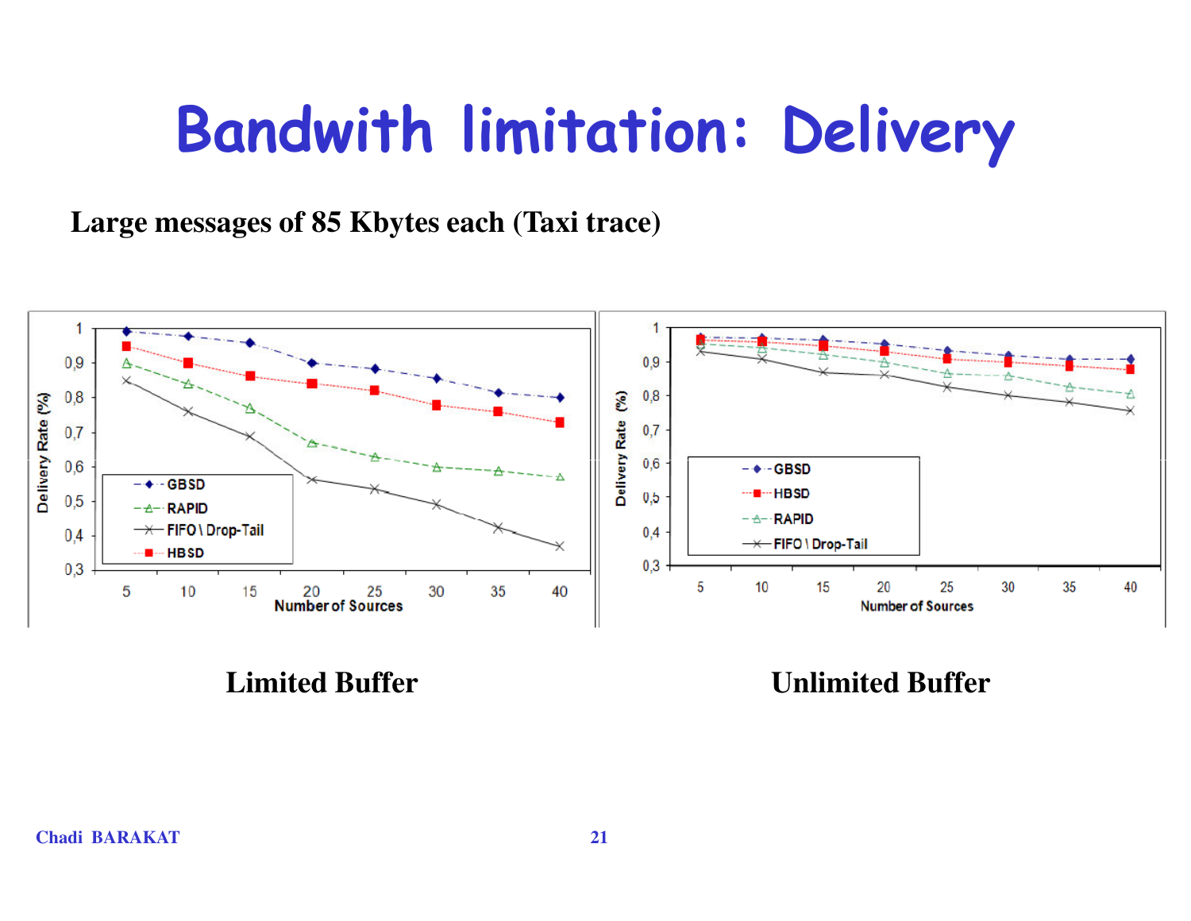# Bandwith limitation: Delivery

**Large messages of 85 Kbytes each (Taxi trace)**

**Limited Buffer**

**Unlimited Buffer**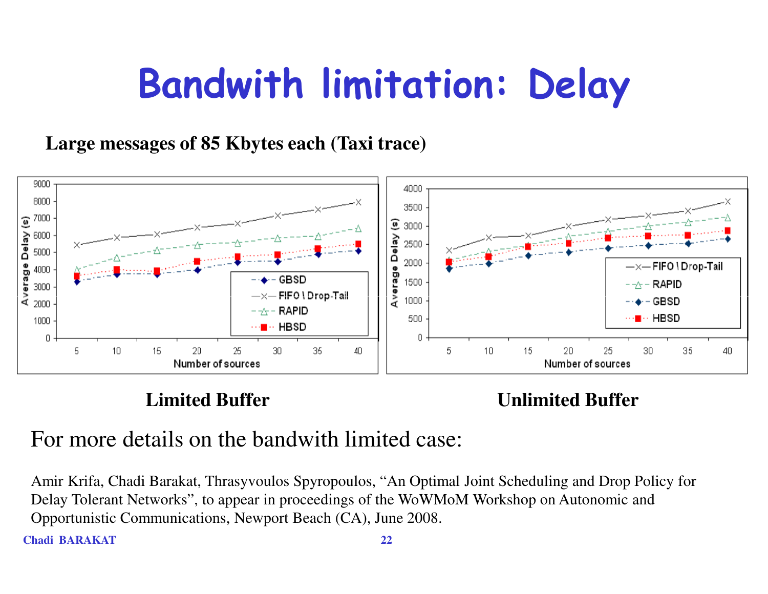# Bandwith limitation: Delay

**Large messages of 85 Kbytes each (Taxi trace)**

Average Delay (s)
9000
8000
7000
6000
5000
4000
3000
2000
1000
0
5 10 15 20 25 30 35 40
Number of sources
GBSD
FIFO \ Drop-Tail
RAPID
HBSD

**Limited Buffer**

Average Delay (s)
4000
3500
3000
2500
2000
1500
1000
500
0
5 10 15 20 25 30 35 40
Number of sources
FIFO \ Drop-Tail
RAPID
GBSD
HBSD

**Unlimited Buffer**

For more details on the bandwith limited case:

Amir Krifa, Chadi Barakat, Thrasyvoulos Spyropoulos, "An Optimal Joint Scheduling and Drop Policy for Delay Tolerant Networks", to appear in proceedings of the WoWMoM Workshop on Autonomic and Opportunistic Communications, Newport Beach (CA), June 2008.